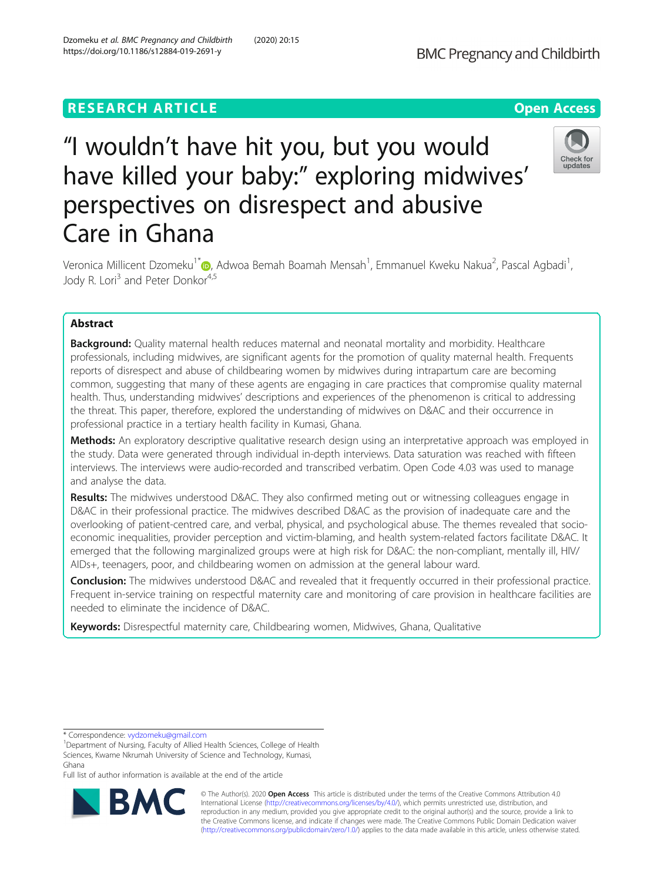RESEARCH ARTICLE

Open Access

# “I wouldn’t have hit you, but you would have killed your baby:” exploring midwives’ perspectives on disrespect and abusive Care in Ghana

Veronica Millicent Dzomeku[1*], Adwoa Bemah Boamah Mensah[1], Emmanuel Kweku Nakua[2], Pascal Agbadi[1], Jody R. Lori[3] and Peter Donkor[4,5]

## Abstract

**Background:** Quality maternal health reduces maternal and neonatal mortality and morbidity. Healthcare professionals, including midwives, are significant agents for the promotion of quality maternal health. Frequents reports of disrespect and abuse of childbearing women by midwives during intrapartum care are becoming common, suggesting that many of these agents are engaging in care practices that compromise quality maternal health. Thus, understanding midwives’ descriptions and experiences of the phenomenon is critical to addressing the threat. This paper, therefore, explored the understanding of midwives on D&AC and their occurrence in professional practice in a tertiary health facility in Kumasi, Ghana.

**Methods:** An exploratory descriptive qualitative research design using an interpretative approach was employed in the study. Data were generated through individual in-depth interviews. Data saturation was reached with fifteen interviews. The interviews were audio-recorded and transcribed verbatim. Open Code 4.03 was used to manage and analyse the data.

**Results:** The midwives understood D&AC. They also confirmed meting out or witnessing colleagues engage in D&AC in their professional practice. The midwives described D&AC as the provision of inadequate care and the overlooking of patient-centred care, and verbal, physical, and psychological abuse. The themes revealed that socio-economic inequalities, provider perception and victim-blaming, and health system-related factors facilitate D&AC. It emerged that the following marginalized groups were at high risk for D&AC: the non-compliant, mentally ill, HIV/AIDs+, teenagers, poor, and childbearing women on admission at the general labour ward.

**Conclusion:** The midwives understood D&AC and revealed that it frequently occurred in their professional practice. Frequent in-service training on respectful maternity care and monitoring of care provision in healthcare facilities are needed to eliminate the incidence of D&AC.

**Keywords:** Disrespectful maternity care, Childbearing women, Midwives, Ghana, Qualitative

\* Correspondence: vydzomeku@gmail.com

[1]Department of Nursing, Faculty of Allied Health Sciences, College of Health Sciences, Kwame Nkrumah University of Science and Technology, Kumasi, Ghana

Full list of author information is available at the end of the article

© The Author(s). 2020 **Open Access** This article is distributed under the terms of the Creative Commons Attribution 4.0 International License (http://creativecommons.org/licenses/by/4.0/), which permits unrestricted use, distribution, and reproduction in any medium, provided you give appropriate credit to the original author(s) and the source, provide a link to the Creative Commons license, and indicate if changes were made. The Creative Commons Public Domain Dedication waiver (http://creativecommons.org/publicdomain/zero/1.0/) applies to the data made available in this article, unless otherwise stated.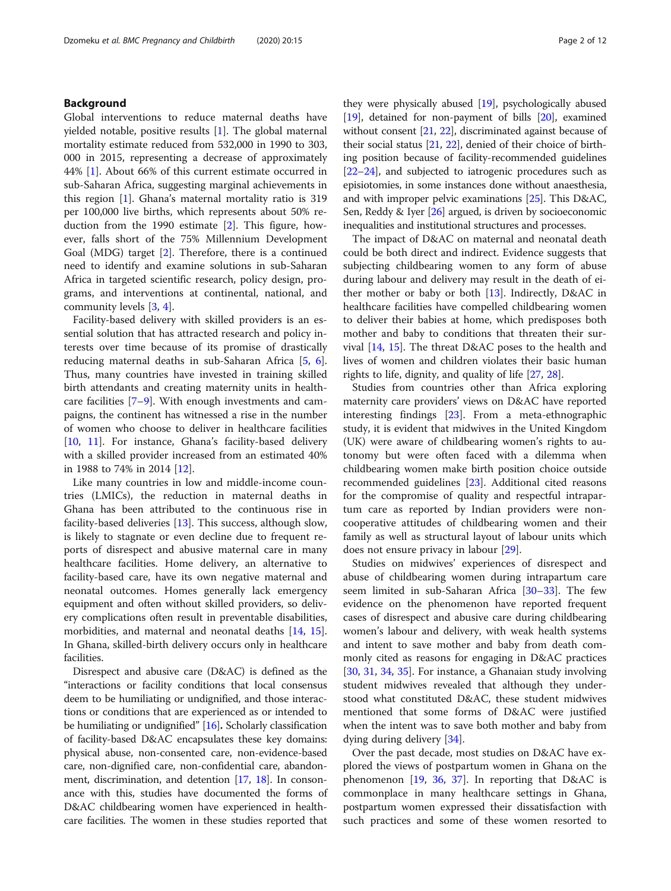## Background

Global interventions to reduce maternal deaths have yielded notable, positive results [1]. The global maternal mortality estimate reduced from 532,000 in 1990 to 303, 000 in 2015, representing a decrease of approximately 44% [1]. About 66% of this current estimate occurred in sub-Saharan Africa, suggesting marginal achievements in this region [1]. Ghana's maternal mortality ratio is 319 per 100,000 live births, which represents about 50% reduction from the 1990 estimate [2]. This figure, however, falls short of the 75% Millennium Development Goal (MDG) target [2]. Therefore, there is a continued need to identify and examine solutions in sub-Saharan Africa in targeted scientific research, policy design, programs, and interventions at continental, national, and community levels [3, 4].

Facility-based delivery with skilled providers is an essential solution that has attracted research and policy interests over time because of its promise of drastically reducing maternal deaths in sub-Saharan Africa [5, 6]. Thus, many countries have invested in training skilled birth attendants and creating maternity units in healthcare facilities [7–9]. With enough investments and campaigns, the continent has witnessed a rise in the number of women who choose to deliver in healthcare facilities [10, 11]. For instance, Ghana's facility-based delivery with a skilled provider increased from an estimated 40% in 1988 to 74% in 2014 [12].

Like many countries in low and middle-income countries (LMICs), the reduction in maternal deaths in Ghana has been attributed to the continuous rise in facility-based deliveries [13]. This success, although slow, is likely to stagnate or even decline due to frequent reports of disrespect and abusive maternal care in many healthcare facilities. Home delivery, an alternative to facility-based care, have its own negative maternal and neonatal outcomes. Homes generally lack emergency equipment and often without skilled providers, so delivery complications often result in preventable disabilities, morbidities, and maternal and neonatal deaths [14, 15]. In Ghana, skilled-birth delivery occurs only in healthcare facilities.

Disrespect and abusive care (D&AC) is defined as the "interactions or facility conditions that local consensus deem to be humiliating or undignified, and those interactions or conditions that are experienced as or intended to be humiliating or undignified" [16]**.** Scholarly classification of facility-based D&AC encapsulates these key domains: physical abuse, non-consented care, non-evidence-based care, non-dignified care, non-confidential care, abandonment, discrimination, and detention [17, 18]. In consonance with this, studies have documented the forms of D&AC childbearing women have experienced in healthcare facilities. The women in these studies reported that they were physically abused [19], psychologically abused [19], detained for non-payment of bills [20], examined without consent [21, 22], discriminated against because of their social status [21, 22], denied of their choice of birthing position because of facility-recommended guidelines [22–24], and subjected to iatrogenic procedures such as episiotomies, in some instances done without anaesthesia, and with improper pelvic examinations [25]. This D&AC, Sen, Reddy & Iyer [26] argued, is driven by socioeconomic inequalities and institutional structures and processes.

The impact of D&AC on maternal and neonatal death could be both direct and indirect. Evidence suggests that subjecting childbearing women to any form of abuse during labour and delivery may result in the death of either mother or baby or both [13]. Indirectly, D&AC in healthcare facilities have compelled childbearing women to deliver their babies at home, which predisposes both mother and baby to conditions that threaten their survival [14, 15]. The threat D&AC poses to the health and lives of women and children violates their basic human rights to life, dignity, and quality of life [27, 28].

Studies from countries other than Africa exploring maternity care providers' views on D&AC have reported interesting findings [23]. From a meta-ethnographic study, it is evident that midwives in the United Kingdom (UK) were aware of childbearing women's rights to autonomy but were often faced with a dilemma when childbearing women make birth position choice outside recommended guidelines [23]. Additional cited reasons for the compromise of quality and respectful intrapartum care as reported by Indian providers were non-cooperative attitudes of childbearing women and their family as well as structural layout of labour units which does not ensure privacy in labour [29].

Studies on midwives' experiences of disrespect and abuse of childbearing women during intrapartum care seem limited in sub-Saharan Africa [30–33]. The few evidence on the phenomenon have reported frequent cases of disrespect and abusive care during childbearing women's labour and delivery, with weak health systems and intent to save mother and baby from death commonly cited as reasons for engaging in D&AC practices [30, 31, 34, 35]. For instance, a Ghanaian study involving student midwives revealed that although they understood what constituted D&AC, these student midwives mentioned that some forms of D&AC were justified when the intent was to save both mother and baby from dying during delivery [34].

Over the past decade, most studies on D&AC have explored the views of postpartum women in Ghana on the phenomenon [19, 36, 37]. In reporting that D&AC is commonplace in many healthcare settings in Ghana, postpartum women expressed their dissatisfaction with such practices and some of these women resorted to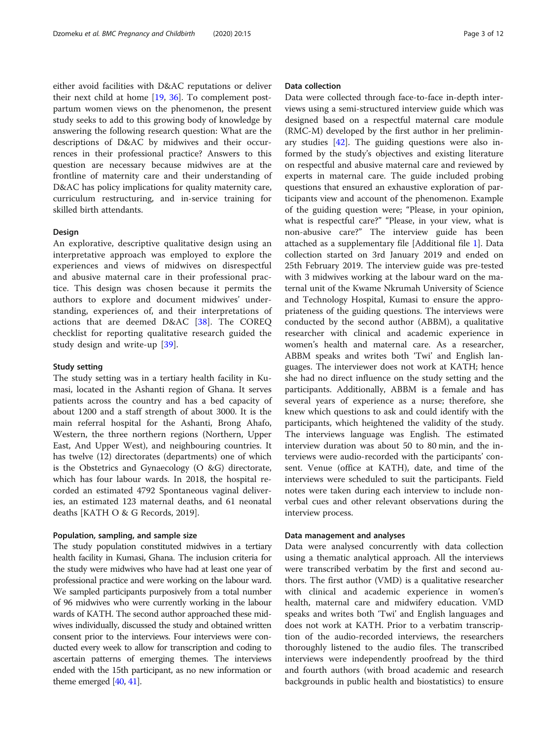either avoid facilities with D&AC reputations or deliver their next child at home [19, 36]. To complement postpartum women views on the phenomenon, the present study seeks to add to this growing body of knowledge by answering the following research question: What are the descriptions of D&AC by midwives and their occurrences in their professional practice? Answers to this question are necessary because midwives are at the frontline of maternity care and their understanding of D&AC has policy implications for quality maternity care, curriculum restructuring, and in-service training for skilled birth attendants.

### Design

An explorative, descriptive qualitative design using an interpretative approach was employed to explore the experiences and views of midwives on disrespectful and abusive maternal care in their professional practice. This design was chosen because it permits the authors to explore and document midwives' understanding, experiences of, and their interpretations of actions that are deemed D&AC [38]. The COREQ checklist for reporting qualitative research guided the study design and write-up [39].

### Study setting

The study setting was in a tertiary health facility in Kumasi, located in the Ashanti region of Ghana. It serves patients across the country and has a bed capacity of about 1200 and a staff strength of about 3000. It is the main referral hospital for the Ashanti, Brong Ahafo, Western, the three northern regions (Northern, Upper East, And Upper West), and neighbouring countries. It has twelve (12) directorates (departments) one of which is the Obstetrics and Gynaecology (O &G) directorate, which has four labour wards. In 2018, the hospital recorded an estimated 4792 Spontaneous vaginal deliveries, an estimated 123 maternal deaths, and 61 neonatal deaths [KATH O & G Records, 2019].

### Population, sampling, and sample size

The study population constituted midwives in a tertiary health facility in Kumasi, Ghana. The inclusion criteria for the study were midwives who have had at least one year of professional practice and were working on the labour ward. We sampled participants purposively from a total number of 96 midwives who were currently working in the labour wards of KATH. The second author approached these midwives individually, discussed the study and obtained written consent prior to the interviews. Four interviews were conducted every week to allow for transcription and coding to ascertain patterns of emerging themes. The interviews ended with the 15th participant, as no new information or theme emerged [40, 41].

### Data collection

Data were collected through face-to-face in-depth interviews using a semi-structured interview guide which was designed based on a respectful maternal care module (RMC-M) developed by the first author in her preliminary studies [42]. The guiding questions were also informed by the study's objectives and existing literature on respectful and abusive maternal care and reviewed by experts in maternal care. The guide included probing questions that ensured an exhaustive exploration of participants view and account of the phenomenon. Example of the guiding question were; "Please, in your opinion, what is respectful care?" "Please, in your view, what is non-abusive care?" The interview guide has been attached as a supplementary file [Additional file 1]. Data collection started on 3rd January 2019 and ended on 25th February 2019. The interview guide was pre-tested with 3 midwives working at the labour ward on the maternal unit of the Kwame Nkrumah University of Science and Technology Hospital, Kumasi to ensure the appropriateness of the guiding questions. The interviews were conducted by the second author (ABBM), a qualitative researcher with clinical and academic experience in women's health and maternal care. As a researcher, ABBM speaks and writes both 'Twi' and English languages. The interviewer does not work at KATH; hence she had no direct influence on the study setting and the participants. Additionally, ABBM is a female and has several years of experience as a nurse; therefore, she knew which questions to ask and could identify with the participants, which heightened the validity of the study. The interviews language was English. The estimated interview duration was about 50 to 80 min, and the interviews were audio-recorded with the participants' consent. Venue (office at KATH), date, and time of the interviews were scheduled to suit the participants. Field notes were taken during each interview to include non-verbal cues and other relevant observations during the interview process.

### Data management and analyses

Data were analysed concurrently with data collection using a thematic analytical approach. All the interviews were transcribed verbatim by the first and second authors. The first author (VMD) is a qualitative researcher with clinical and academic experience in women's health, maternal care and midwifery education. VMD speaks and writes both 'Twi' and English languages and does not work at KATH. Prior to a verbatim transcription of the audio-recorded interviews, the researchers thoroughly listened to the audio files. The transcribed interviews were independently proofread by the third and fourth authors (with broad academic and research backgrounds in public health and biostatistics) to ensure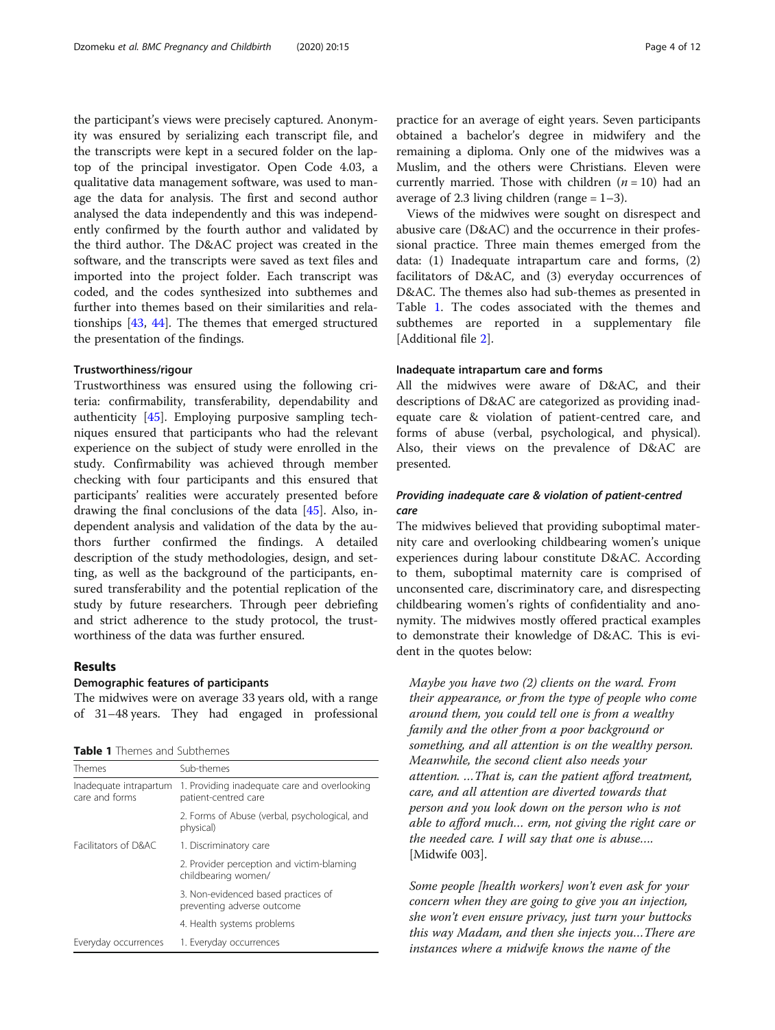the participant's views were precisely captured. Anonymity was ensured by serializing each transcript file, and the transcripts were kept in a secured folder on the laptop of the principal investigator. Open Code 4.03, a qualitative data management software, was used to manage the data for analysis. The first and second author analysed the data independently and this was independently confirmed by the fourth author and validated by the third author. The D&AC project was created in the software, and the transcripts were saved as text files and imported into the project folder. Each transcript was coded, and the codes synthesized into subthemes and further into themes based on their similarities and relationships [43, 44]. The themes that emerged structured the presentation of the findings.

### Trustworthiness/rigour

Trustworthiness was ensured using the following criteria: confirmability, transferability, dependability and authenticity [45]. Employing purposive sampling techniques ensured that participants who had the relevant experience on the subject of study were enrolled in the study. Confirmability was achieved through member checking with four participants and this ensured that participants' realities were accurately presented before drawing the final conclusions of the data [45]. Also, independent analysis and validation of the data by the authors further confirmed the findings. A detailed description of the study methodologies, design, and setting, as well as the background of the participants, ensured transferability and the potential replication of the study by future researchers. Through peer debriefing and strict adherence to the study protocol, the trustworthiness of the data was further ensured.

## Results

### Demographic features of participants

The midwives were on average 33 years old, with a range of 31–48 years. They had engaged in professional practice for an average of eight years. Seven participants obtained a bachelor's degree in midwifery and the remaining a diploma. Only one of the midwives was a Muslim, and the others were Christians. Eleven were currently married. Those with children ($n = 10$) had an average of 2.3 living children (range = 1–3).

Views of the midwives were sought on disrespect and abusive care (D&AC) and the occurrence in their professional practice. Three main themes emerged from the data: (1) Inadequate intrapartum care and forms, (2) facilitators of D&AC, and (3) everyday occurrences of D&AC. The themes also had sub-themes as presented in Table 1. The codes associated with the themes and subthemes are reported in a supplementary file [Additional file 2].

**Table 1** Themes and Subthemes

| Themes | Sub-themes |
|---|---|
| Inadequate intrapartum care and forms | 1. Providing inadequate care and overlooking patient-centred care |
| | 2. Forms of Abuse (verbal, psychological, and physical) |
| Facilitators of D&AC | 1. Discriminatory care |
| | 2. Provider perception and victim-blaming childbearing women/ |
| | 3. Non-evidenced based practices of preventing adverse outcome |
| | 4. Health systems problems |
| Everyday occurrences | 1. Everyday occurrences |

### Inadequate intrapartum care and forms

All the midwives were aware of D&AC, and their descriptions of D&AC are categorized as providing inadequate care & violation of patient-centred care, and forms of abuse (verbal, psychological, and physical). Also, their views on the prevalence of D&AC are presented.

#### *Providing inadequate care & violation of patient-centred care*

The midwives believed that providing suboptimal maternity care and overlooking childbearing women's unique experiences during labour constitute D&AC. According to them, suboptimal maternity care is comprised of unconsented care, discriminatory care, and disrespecting childbearing women's rights of confidentiality and anonymity. The midwives mostly offered practical examples to demonstrate their knowledge of D&AC. This is evident in the quotes below:

> *Maybe you have two (2) clients on the ward. From their appearance, or from the type of people who come around them, you could tell one is from a wealthy family and the other from a poor background or something, and all attention is on the wealthy person. Meanwhile, the second client also needs your attention. …That is, can the patient afford treatment, care, and all attention are diverted towards that person and you look down on the person who is not able to afford much… erm, not giving the right care or the needed care. I will say that one is abuse….* [Midwife 003].

> *Some people [health workers] won't even ask for your concern when they are going to give you an injection, she won't even ensure privacy, just turn your buttocks this way Madam, and then she injects you…There are instances where a midwife knows the name of the*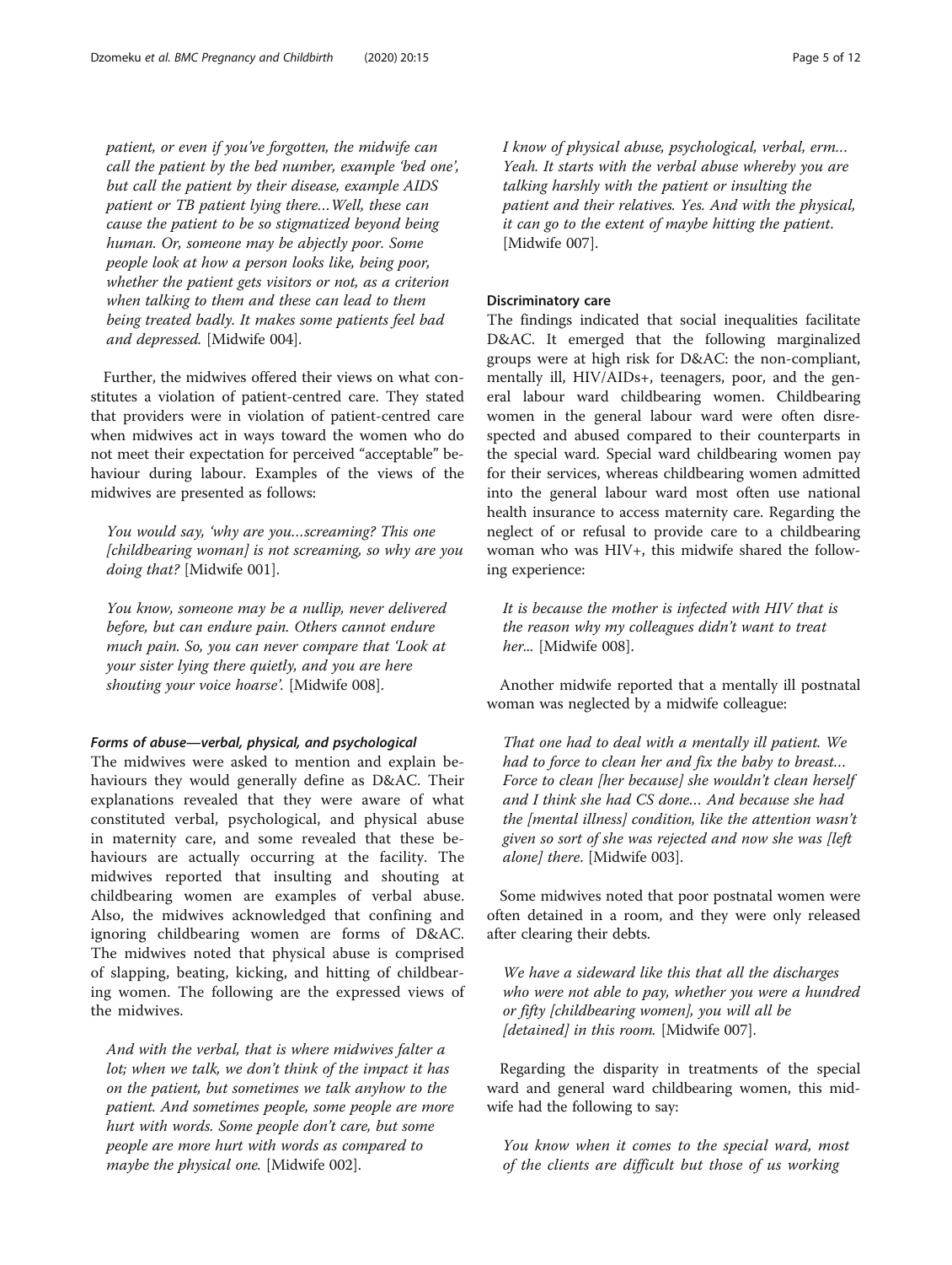*patient, or even if you've forgotten, the midwife can call the patient by the bed number, example 'bed one', but call the patient by their disease, example AIDS patient or TB patient lying there…Well, these can cause the patient to be so stigmatized beyond being human. Or, someone may be abjectly poor. Some people look at how a person looks like, being poor, whether the patient gets visitors or not, as a criterion when talking to them and these can lead to them being treated badly. It makes some patients feel bad and depressed.* [Midwife 004].

Further, the midwives offered their views on what constitutes a violation of patient-centred care. They stated that providers were in violation of patient-centred care when midwives act in ways toward the women who do not meet their expectation for perceived "acceptable" behaviour during labour. Examples of the views of the midwives are presented as follows:

*You would say, 'why are you…screaming? This one [childbearing woman] is not screaming, so why are you doing that?* [Midwife 001].

*You know, someone may be a nullip, never delivered before, but can endure pain. Others cannot endure much pain. So, you can never compare that 'Look at your sister lying there quietly, and you are here shouting your voice hoarse'.* [Midwife 008].

#### Forms of abuse—verbal, physical, and psychological

The midwives were asked to mention and explain behaviours they would generally define as D&AC. Their explanations revealed that they were aware of what constituted verbal, psychological, and physical abuse in maternity care, and some revealed that these behaviours are actually occurring at the facility. The midwives reported that insulting and shouting at childbearing women are examples of verbal abuse. Also, the midwives acknowledged that confining and ignoring childbearing women are forms of D&AC. The midwives noted that physical abuse is comprised of slapping, beating, kicking, and hitting of childbearing women. The following are the expressed views of the midwives.

*And with the verbal, that is where midwives falter a lot; when we talk, we don't think of the impact it has on the patient, but sometimes we talk anyhow to the patient. And sometimes people, some people are more hurt with words. Some people don't care, but some people are more hurt with words as compared to maybe the physical one.* [Midwife 002].

*I know of physical abuse, psychological, verbal, erm… Yeah. It starts with the verbal abuse whereby you are talking harshly with the patient or insulting the patient and their relatives. Yes. And with the physical, it can go to the extent of maybe hitting the patient.* [Midwife 007].

### Discriminatory care

The findings indicated that social inequalities facilitate D&AC. It emerged that the following marginalized groups were at high risk for D&AC: the non-compliant, mentally ill, HIV/AIDs+, teenagers, poor, and the general labour ward childbearing women. Childbearing women in the general labour ward were often disrespected and abused compared to their counterparts in the special ward. Special ward childbearing women pay for their services, whereas childbearing women admitted into the general labour ward most often use national health insurance to access maternity care. Regarding the neglect of or refusal to provide care to a childbearing woman who was HIV+, this midwife shared the following experience:

*It is because the mother is infected with HIV that is the reason why my colleagues didn't want to treat her...* [Midwife 008].

Another midwife reported that a mentally ill postnatal woman was neglected by a midwife colleague:

*That one had to deal with a mentally ill patient. We had to force to clean her and fix the baby to breast… Force to clean [her because] she wouldn't clean herself and I think she had CS done… And because she had the [mental illness] condition, like the attention wasn't given so sort of she was rejected and now she was [left alone] there.* [Midwife 003].

Some midwives noted that poor postnatal women were often detained in a room, and they were only released after clearing their debts.

*We have a sideward like this that all the discharges who were not able to pay, whether you were a hundred or fifty [childbearing women], you will all be [detained] in this room.* [Midwife 007].

Regarding the disparity in treatments of the special ward and general ward childbearing women, this midwife had the following to say:

*You know when it comes to the special ward, most of the clients are difficult but those of us working*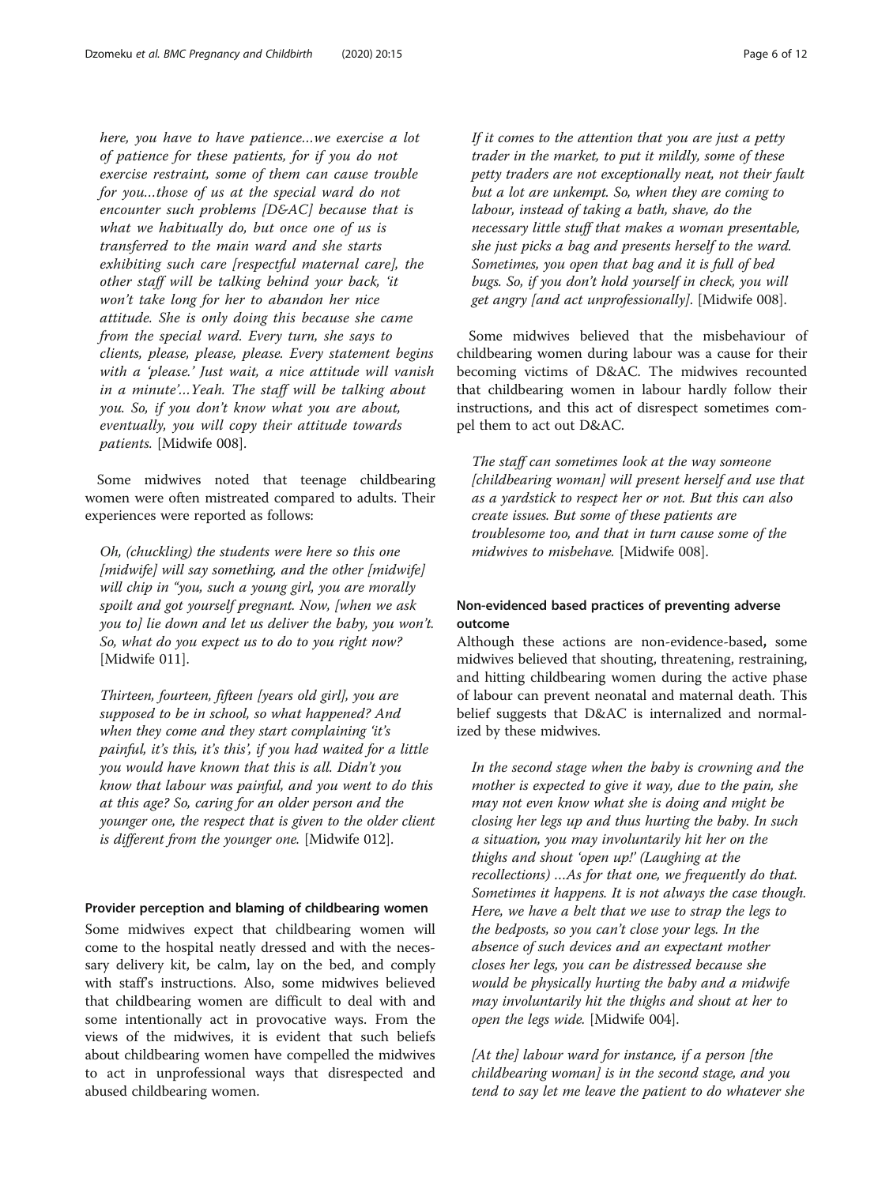*here, you have to have patience…we exercise a lot of patience for these patients, for if you do not exercise restraint, some of them can cause trouble for you…those of us at the special ward do not encounter such problems [D&AC] because that is what we habitually do, but once one of us is transferred to the main ward and she starts exhibiting such care [respectful maternal care], the other staff will be talking behind your back, 'it won't take long for her to abandon her nice attitude. She is only doing this because she came from the special ward. Every turn, she says to clients, please, please, please. Every statement begins with a 'please.' Just wait, a nice attitude will vanish in a minute'…Yeah. The staff will be talking about you. So, if you don't know what you are about, eventually, you will copy their attitude towards patients.* [Midwife 008].

Some midwives noted that teenage childbearing women were often mistreated compared to adults. Their experiences were reported as follows:

*Oh, (chuckling) the students were here so this one [midwife] will say something, and the other [midwife] will chip in "you, such a young girl, you are morally spoilt and got yourself pregnant. Now, [when we ask you to] lie down and let us deliver the baby, you won't. So, what do you expect us to do to you right now?* [Midwife 011].

*Thirteen, fourteen, fifteen [years old girl], you are supposed to be in school, so what happened? And when they come and they start complaining 'it's painful, it's this, it's this', if you had waited for a little you would have known that this is all. Didn't you know that labour was painful, and you went to do this at this age? So, caring for an older person and the younger one, the respect that is given to the older client is different from the younger one.* [Midwife 012].

#### Provider perception and blaming of childbearing women

Some midwives expect that childbearing women will come to the hospital neatly dressed and with the necessary delivery kit, be calm, lay on the bed, and comply with staff's instructions. Also, some midwives believed that childbearing women are difficult to deal with and some intentionally act in provocative ways. From the views of the midwives, it is evident that such beliefs about childbearing women have compelled the midwives to act in unprofessional ways that disrespected and abused childbearing women.

*If it comes to the attention that you are just a petty trader in the market, to put it mildly, some of these petty traders are not exceptionally neat, not their fault but a lot are unkempt. So, when they are coming to labour, instead of taking a bath, shave, do the necessary little stuff that makes a woman presentable, she just picks a bag and presents herself to the ward. Sometimes, you open that bag and it is full of bed bugs. So, if you don't hold yourself in check, you will get angry [and act unprofessionally].* [Midwife 008].

Some midwives believed that the misbehaviour of childbearing women during labour was a cause for their becoming victims of D&AC. The midwives recounted that childbearing women in labour hardly follow their instructions, and this act of disrespect sometimes compel them to act out D&AC.

*The staff can sometimes look at the way someone [childbearing woman] will present herself and use that as a yardstick to respect her or not. But this can also create issues. But some of these patients are troublesome too, and that in turn cause some of the midwives to misbehave.* [Midwife 008].

#### Non-evidenced based practices of preventing adverse outcome

Although these actions are non-evidence-based**,** some midwives believed that shouting, threatening, restraining, and hitting childbearing women during the active phase of labour can prevent neonatal and maternal death. This belief suggests that D&AC is internalized and normalized by these midwives.

*In the second stage when the baby is crowning and the mother is expected to give it way, due to the pain, she may not even know what she is doing and might be closing her legs up and thus hurting the baby. In such a situation, you may involuntarily hit her on the thighs and shout 'open up!' (Laughing at the recollections) …As for that one, we frequently do that. Sometimes it happens. It is not always the case though. Here, we have a belt that we use to strap the legs to the bedposts, so you can't close your legs. In the absence of such devices and an expectant mother closes her legs, you can be distressed because she would be physically hurting the baby and a midwife may involuntarily hit the thighs and shout at her to open the legs wide.* [Midwife 004].

*[At the] labour ward for instance, if a person [the childbearing woman] is in the second stage, and you tend to say let me leave the patient to do whatever she*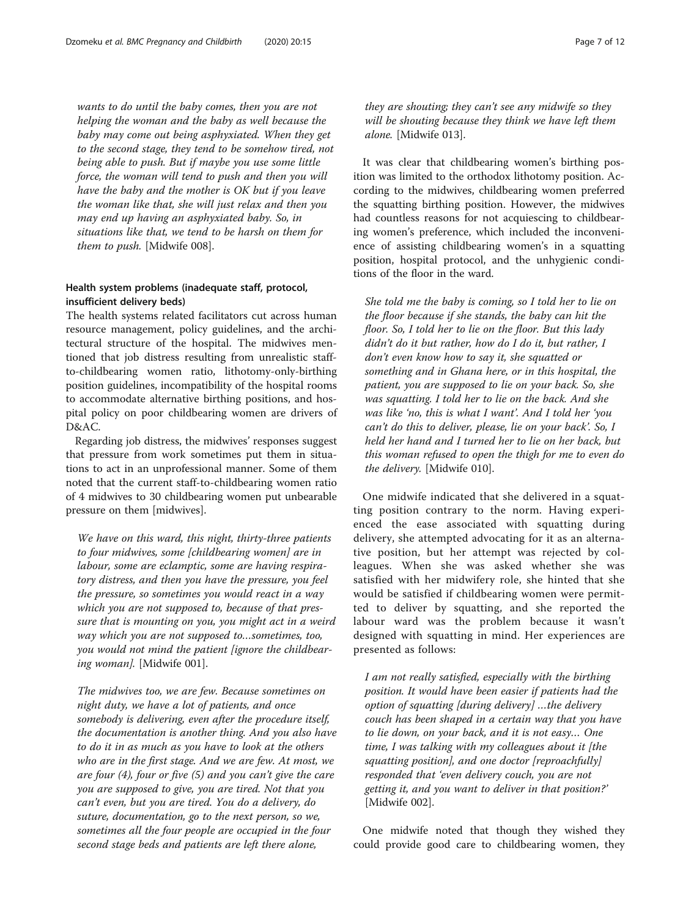*wants to do until the baby comes, then you are not helping the woman and the baby as well because the baby may come out being asphyxiated. When they get to the second stage, they tend to be somehow tired, not being able to push. But if maybe you use some little force, the woman will tend to push and then you will have the baby and the mother is OK but if you leave the woman like that, she will just relax and then you may end up having an asphyxiated baby. So, in situations like that, we tend to be harsh on them for them to push.* [Midwife 008].

### Health system problems (inadequate staff, protocol, insufficient delivery beds)

The health systems related facilitators cut across human resource management, policy guidelines, and the architectural structure of the hospital. The midwives mentioned that job distress resulting from unrealistic staff-to-childbearing women ratio, lithotomy-only-birthing position guidelines, incompatibility of the hospital rooms to accommodate alternative birthing positions, and hospital policy on poor childbearing women are drivers of D&AC.

Regarding job distress, the midwives' responses suggest that pressure from work sometimes put them in situations to act in an unprofessional manner. Some of them noted that the current staff-to-childbearing women ratio of 4 midwives to 30 childbearing women put unbearable pressure on them [midwives].

> *We have on this ward, this night, thirty-three patients to four midwives, some [childbearing women] are in labour, some are eclamptic, some are having respiratory distress, and then you have the pressure, you feel the pressure, so sometimes you would react in a way which you are not supposed to, because of that pressure that is mounting on you, you might act in a weird way which you are not supposed to…sometimes, too, you would not mind the patient [ignore the childbearing woman].* [Midwife 001].

> *The midwives too, we are few. Because sometimes on night duty, we have a lot of patients, and once somebody is delivering, even after the procedure itself, the documentation is another thing. And you also have to do it in as much as you have to look at the others who are in the first stage. And we are few. At most, we are four (4), four or five (5) and you can't give the care you are supposed to give, you are tired. Not that you can't even, but you are tired. You do a delivery, do suture, documentation, go to the next person, so we, sometimes all the four people are occupied in the four second stage beds and patients are left there alone, they are shouting; they can't see any midwife so they will be shouting because they think we have left them alone.* [Midwife 013].

It was clear that childbearing women's birthing position was limited to the orthodox lithotomy position. According to the midwives, childbearing women preferred the squatting birthing position. However, the midwives had countless reasons for not acquiescing to childbearing women's preference, which included the inconvenience of assisting childbearing women's in a squatting position, hospital protocol, and the unhygienic conditions of the floor in the ward.

> *She told me the baby is coming, so I told her to lie on the floor because if she stands, the baby can hit the floor. So, I told her to lie on the floor. But this lady didn't do it but rather, how do I do it, but rather, I don't even know how to say it, she squatted or something and in Ghana here, or in this hospital, the patient, you are supposed to lie on your back. So, she was squatting. I told her to lie on the back. And she was like 'no, this is what I want'. And I told her 'you can't do this to deliver, please, lie on your back'. So, I held her hand and I turned her to lie on her back, but this woman refused to open the thigh for me to even do the delivery.* [Midwife 010].

One midwife indicated that she delivered in a squatting position contrary to the norm. Having experienced the ease associated with squatting during delivery, she attempted advocating for it as an alternative position, but her attempt was rejected by colleagues. When she was asked whether she was satisfied with her midwifery role, she hinted that she would be satisfied if childbearing women were permitted to deliver by squatting, and she reported the labour ward was the problem because it wasn't designed with squatting in mind. Her experiences are presented as follows:

> *I am not really satisfied, especially with the birthing position. It would have been easier if patients had the option of squatting [during delivery] …the delivery couch has been shaped in a certain way that you have to lie down, on your back, and it is not easy… One time, I was talking with my colleagues about it [the squatting position], and one doctor [reproachfully] responded that 'even delivery couch, you are not getting it, and you want to deliver in that position?'* [Midwife 002].

One midwife noted that though they wished they could provide good care to childbearing women, they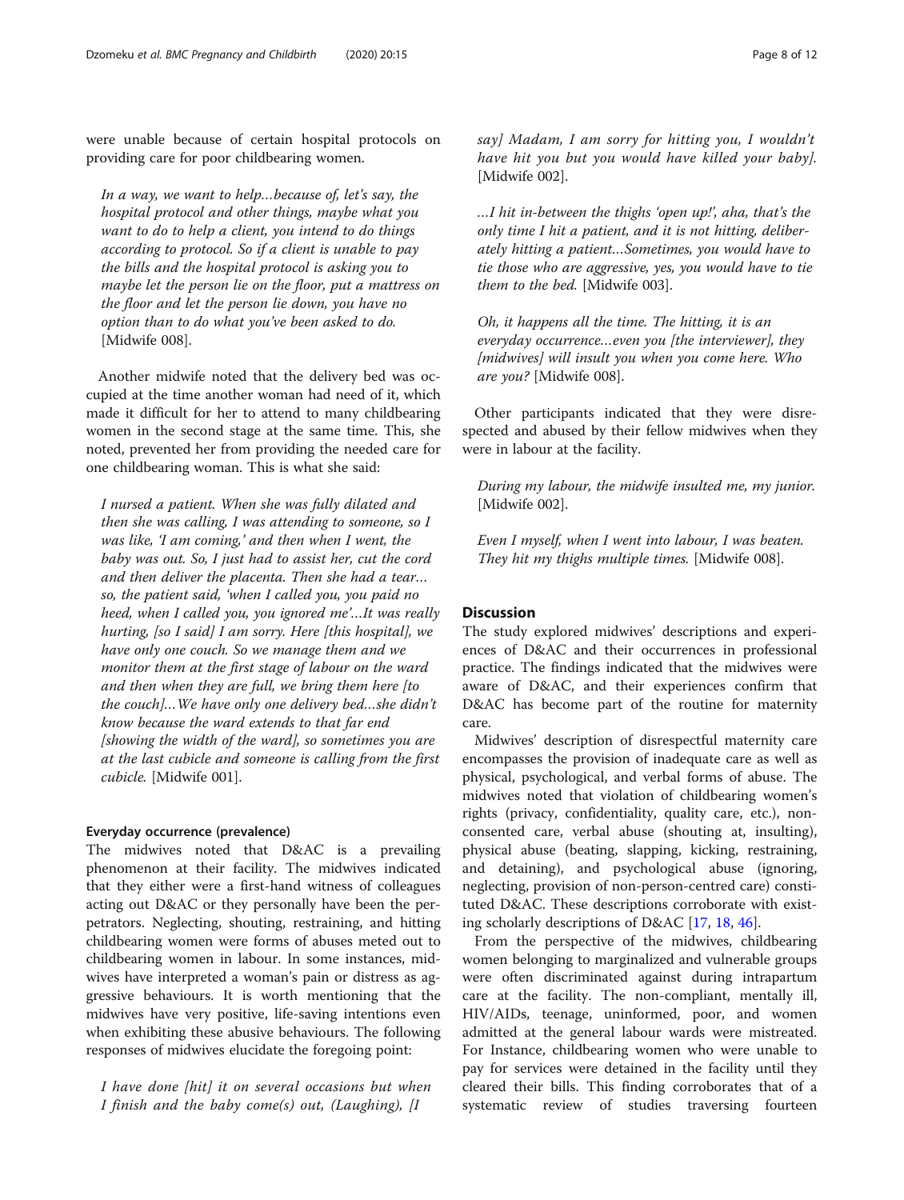were unable because of certain hospital protocols on providing care for poor childbearing women.

> *In a way, we want to help…because of, let's say, the hospital protocol and other things, maybe what you want to do to help a client, you intend to do things according to protocol. So if a client is unable to pay the bills and the hospital protocol is asking you to maybe let the person lie on the floor, put a mattress on the floor and let the person lie down, you have no option than to do what you've been asked to do.* [Midwife 008].

Another midwife noted that the delivery bed was occupied at the time another woman had need of it, which made it difficult for her to attend to many childbearing women in the second stage at the same time. This, she noted, prevented her from providing the needed care for one childbearing woman. This is what she said:

> *I nursed a patient. When she was fully dilated and then she was calling, I was attending to someone, so I was like, 'I am coming,' and then when I went, the baby was out. So, I just had to assist her, cut the cord and then deliver the placenta. Then she had a tear… so, the patient said, 'when I called you, you paid no heed, when I called you, you ignored me'…It was really hurting, [so I said] I am sorry. Here [this hospital], we have only one couch. So we manage them and we monitor them at the first stage of labour on the ward and then when they are full, we bring them here [to the couch]…We have only one delivery bed…she didn't know because the ward extends to that far end [showing the width of the ward], so sometimes you are at the last cubicle and someone is calling from the first cubicle.* [Midwife 001].

#### Everyday occurrence (prevalence)

The midwives noted that D&AC is a prevailing phenomenon at their facility. The midwives indicated that they either were a first-hand witness of colleagues acting out D&AC or they personally have been the perpetrators. Neglecting, shouting, restraining, and hitting childbearing women were forms of abuses meted out to childbearing women in labour. In some instances, midwives have interpreted a woman's pain or distress as aggressive behaviours. It is worth mentioning that the midwives have very positive, life-saving intentions even when exhibiting these abusive behaviours. The following responses of midwives elucidate the foregoing point:

> *I have done [hit] it on several occasions but when I finish and the baby come(s) out, (Laughing), [I say] Madam, I am sorry for hitting you, I wouldn't have hit you but you would have killed your baby].* [Midwife 002].

> *…I hit in-between the thighs 'open up!', aha, that's the only time I hit a patient, and it is not hitting, deliberately hitting a patient…Sometimes, you would have to tie those who are aggressive, yes, you would have to tie them to the bed.* [Midwife 003].

> *Oh, it happens all the time. The hitting, it is an everyday occurrence…even you [the interviewer], they [midwives] will insult you when you come here. Who are you?* [Midwife 008].

Other participants indicated that they were disrespected and abused by their fellow midwives when they were in labour at the facility.

> *During my labour, the midwife insulted me, my junior.* [Midwife 002].

> *Even I myself, when I went into labour, I was beaten. They hit my thighs multiple times.* [Midwife 008].

## Discussion

The study explored midwives' descriptions and experiences of D&AC and their occurrences in professional practice. The findings indicated that the midwives were aware of D&AC, and their experiences confirm that D&AC has become part of the routine for maternity care.

Midwives' description of disrespectful maternity care encompasses the provision of inadequate care as well as physical, psychological, and verbal forms of abuse. The midwives noted that violation of childbearing women's rights (privacy, confidentiality, quality care, etc.), non-consented care, verbal abuse (shouting at, insulting), physical abuse (beating, slapping, kicking, restraining, and detaining), and psychological abuse (ignoring, neglecting, provision of non-person-centred care) constituted D&AC. These descriptions corroborate with existing scholarly descriptions of D&AC [17, 18, 46].

From the perspective of the midwives, childbearing women belonging to marginalized and vulnerable groups were often discriminated against during intrapartum care at the facility. The non-compliant, mentally ill, HIV/AIDs, teenage, uninformed, poor, and women admitted at the general labour wards were mistreated. For Instance, childbearing women who were unable to pay for services were detained in the facility until they cleared their bills. This finding corroborates that of a systematic review of studies traversing fourteen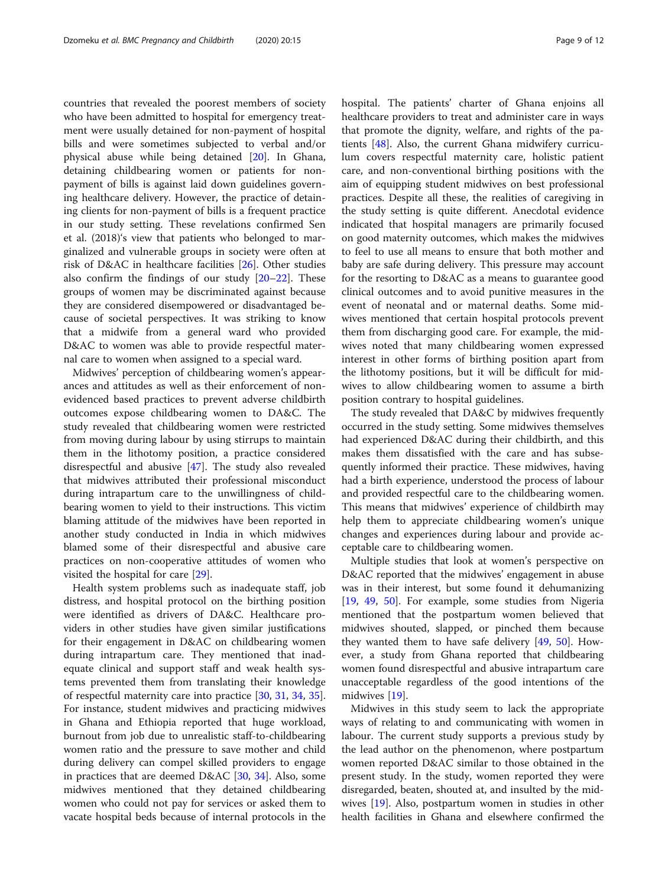countries that revealed the poorest members of society who have been admitted to hospital for emergency treatment were usually detained for non-payment of hospital bills and were sometimes subjected to verbal and/or physical abuse while being detained [20]. In Ghana, detaining childbearing women or patients for non-payment of bills is against laid down guidelines governing healthcare delivery. However, the practice of detaining clients for non-payment of bills is a frequent practice in our study setting. These revelations confirmed Sen et al. (2018)'s view that patients who belonged to marginalized and vulnerable groups in society were often at risk of D&AC in healthcare facilities [26]. Other studies also confirm the findings of our study [20–22]. These groups of women may be discriminated against because they are considered disempowered or disadvantaged because of societal perspectives. It was striking to know that a midwife from a general ward who provided D&AC to women was able to provide respectful maternal care to women when assigned to a special ward.

Midwives' perception of childbearing women's appearances and attitudes as well as their enforcement of non-evidenced based practices to prevent adverse childbirth outcomes expose childbearing women to DA&C. The study revealed that childbearing women were restricted from moving during labour by using stirrups to maintain them in the lithotomy position, a practice considered disrespectful and abusive [47]. The study also revealed that midwives attributed their professional misconduct during intrapartum care to the unwillingness of childbearing women to yield to their instructions. This victim blaming attitude of the midwives have been reported in another study conducted in India in which midwives blamed some of their disrespectful and abusive care practices on non-cooperative attitudes of women who visited the hospital for care [29].

Health system problems such as inadequate staff, job distress, and hospital protocol on the birthing position were identified as drivers of DA&C. Healthcare providers in other studies have given similar justifications for their engagement in D&AC on childbearing women during intrapartum care. They mentioned that inadequate clinical and support staff and weak health systems prevented them from translating their knowledge of respectful maternity care into practice [30, 31, 34, 35]. For instance, student midwives and practicing midwives in Ghana and Ethiopia reported that huge workload, burnout from job due to unrealistic staff-to-childbearing women ratio and the pressure to save mother and child during delivery can compel skilled providers to engage in practices that are deemed D&AC [30, 34]. Also, some midwives mentioned that they detained childbearing women who could not pay for services or asked them to vacate hospital beds because of internal protocols in the hospital. The patients' charter of Ghana enjoins all healthcare providers to treat and administer care in ways that promote the dignity, welfare, and rights of the patients [48]. Also, the current Ghana midwifery curriculum covers respectful maternity care, holistic patient care, and non-conventional birthing positions with the aim of equipping student midwives on best professional practices. Despite all these, the realities of caregiving in the study setting is quite different. Anecdotal evidence indicated that hospital managers are primarily focused on good maternity outcomes, which makes the midwives to feel to use all means to ensure that both mother and baby are safe during delivery. This pressure may account for the resorting to D&AC as a means to guarantee good clinical outcomes and to avoid punitive measures in the event of neonatal and or maternal deaths. Some midwives mentioned that certain hospital protocols prevent them from discharging good care. For example, the midwives noted that many childbearing women expressed interest in other forms of birthing position apart from the lithotomy positions, but it will be difficult for midwives to allow childbearing women to assume a birth position contrary to hospital guidelines.

The study revealed that DA&C by midwives frequently occurred in the study setting. Some midwives themselves had experienced D&AC during their childbirth, and this makes them dissatisfied with the care and has subsequently informed their practice. These midwives, having had a birth experience, understood the process of labour and provided respectful care to the childbearing women. This means that midwives' experience of childbirth may help them to appreciate childbearing women's unique changes and experiences during labour and provide acceptable care to childbearing women.

Multiple studies that look at women's perspective on D&AC reported that the midwives' engagement in abuse was in their interest, but some found it dehumanizing [19, 49, 50]. For example, some studies from Nigeria mentioned that the postpartum women believed that midwives shouted, slapped, or pinched them because they wanted them to have safe delivery [49, 50]. However, a study from Ghana reported that childbearing women found disrespectful and abusive intrapartum care unacceptable regardless of the good intentions of the midwives [19].

Midwives in this study seem to lack the appropriate ways of relating to and communicating with women in labour. The current study supports a previous study by the lead author on the phenomenon, where postpartum women reported D&AC similar to those obtained in the present study. In the study, women reported they were disregarded, beaten, shouted at, and insulted by the midwives [19]. Also, postpartum women in studies in other health facilities in Ghana and elsewhere confirmed the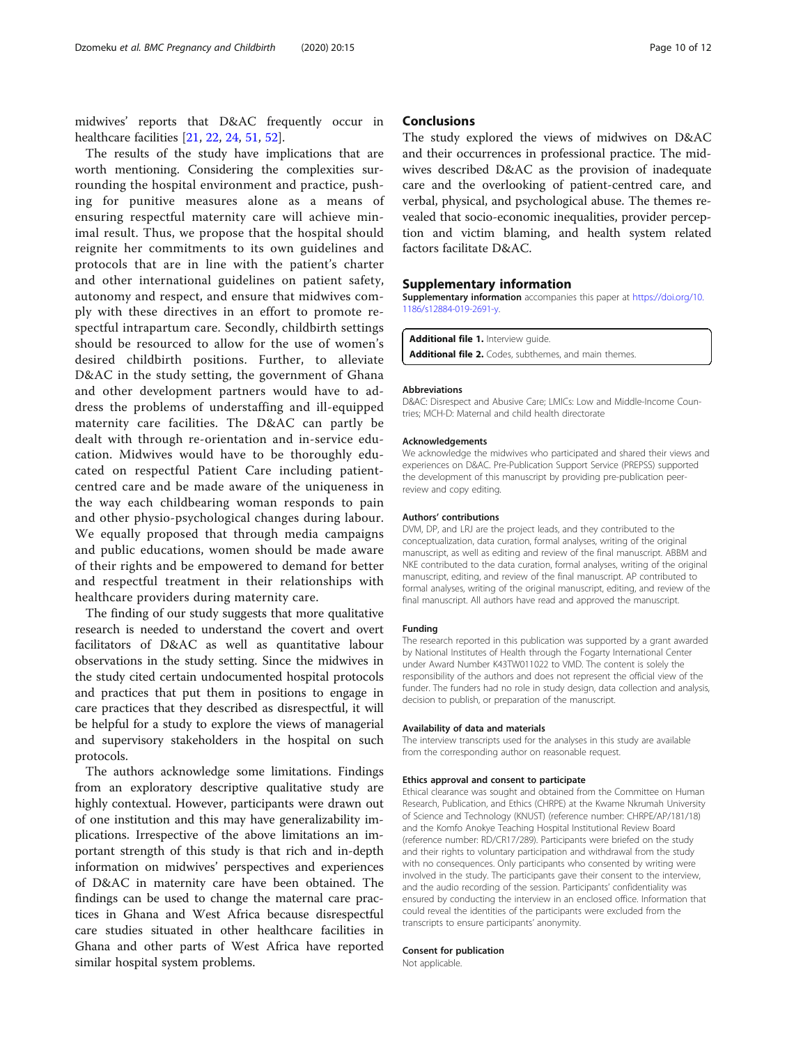midwives' reports that D&AC frequently occur in healthcare facilities [21, 22, 24, 51, 52].

The results of the study have implications that are worth mentioning. Considering the complexities surrounding the hospital environment and practice, pushing for punitive measures alone as a means of ensuring respectful maternity care will achieve minimal result. Thus, we propose that the hospital should reignite her commitments to its own guidelines and protocols that are in line with the patient's charter and other international guidelines on patient safety, autonomy and respect, and ensure that midwives comply with these directives in an effort to promote respectful intrapartum care. Secondly, childbirth settings should be resourced to allow for the use of women's desired childbirth positions. Further, to alleviate D&AC in the study setting, the government of Ghana and other development partners would have to address the problems of understaffing and ill-equipped maternity care facilities. The D&AC can partly be dealt with through re-orientation and in-service education. Midwives would have to be thoroughly educated on respectful Patient Care including patient-centred care and be made aware of the uniqueness in the way each childbearing woman responds to pain and other physio-psychological changes during labour. We equally proposed that through media campaigns and public educations, women should be made aware of their rights and be empowered to demand for better and respectful treatment in their relationships with healthcare providers during maternity care.

The finding of our study suggests that more qualitative research is needed to understand the covert and overt facilitators of D&AC as well as quantitative labour observations in the study setting. Since the midwives in the study cited certain undocumented hospital protocols and practices that put them in positions to engage in care practices that they described as disrespectful, it will be helpful for a study to explore the views of managerial and supervisory stakeholders in the hospital on such protocols.

The authors acknowledge some limitations. Findings from an exploratory descriptive qualitative study are highly contextual. However, participants were drawn out of one institution and this may have generalizability implications. Irrespective of the above limitations an important strength of this study is that rich and in-depth information on midwives' perspectives and experiences of D&AC in maternity care have been obtained. The findings can be used to change the maternal care practices in Ghana and West Africa because disrespectful care studies situated in other healthcare facilities in Ghana and other parts of West Africa have reported similar hospital system problems.

## Conclusions

The study explored the views of midwives on D&AC and their occurrences in professional practice. The midwives described D&AC as the provision of inadequate care and the overlooking of patient-centred care, and verbal, physical, and psychological abuse. The themes revealed that socio-economic inequalities, provider perception and victim blaming, and health system related factors facilitate D&AC.

## Supplementary information

**Supplementary information** accompanies this paper at https://doi.org/10.1186/s12884-019-2691-y.

**Additional file 1.** Interview guide.
**Additional file 2.** Codes, subthemes, and main themes.

#### Abbreviations

D&AC: Disrespect and Abusive Care; LMICs: Low and Middle-Income Countries; MCH-D: Maternal and child health directorate

#### Acknowledgements

We acknowledge the midwives who participated and shared their views and experiences on D&AC. Pre-Publication Support Service (PREPSS) supported the development of this manuscript by providing pre-publication peer-review and copy editing.

#### Authors' contributions

DVM, DP, and LRJ are the project leads, and they contributed to the conceptualization, data curation, formal analyses, writing of the original manuscript, as well as editing and review of the final manuscript. ABBM and NKE contributed to the data curation, formal analyses, writing of the original manuscript, editing, and review of the final manuscript. AP contributed to formal analyses, writing of the original manuscript, editing, and review of the final manuscript. All authors have read and approved the manuscript.

#### Funding

The research reported in this publication was supported by a grant awarded by National Institutes of Health through the Fogarty International Center under Award Number K43TW011022 to VMD. The content is solely the responsibility of the authors and does not represent the official view of the funder. The funders had no role in study design, data collection and analysis, decision to publish, or preparation of the manuscript.

#### Availability of data and materials

The interview transcripts used for the analyses in this study are available from the corresponding author on reasonable request.

#### Ethics approval and consent to participate

Ethical clearance was sought and obtained from the Committee on Human Research, Publication, and Ethics (CHRPE) at the Kwame Nkrumah University of Science and Technology (KNUST) (reference number: CHRPE/AP/181/18) and the Komfo Anokye Teaching Hospital Institutional Review Board (reference number: RD/CR17/289). Participants were briefed on the study and their rights to voluntary participation and withdrawal from the study with no consequences. Only participants who consented by writing were involved in the study. The participants gave their consent to the interview, and the audio recording of the session. Participants' confidentiality was ensured by conducting the interview in an enclosed office. Information that could reveal the identities of the participants were excluded from the transcripts to ensure participants' anonymity.

#### Consent for publication

Not applicable.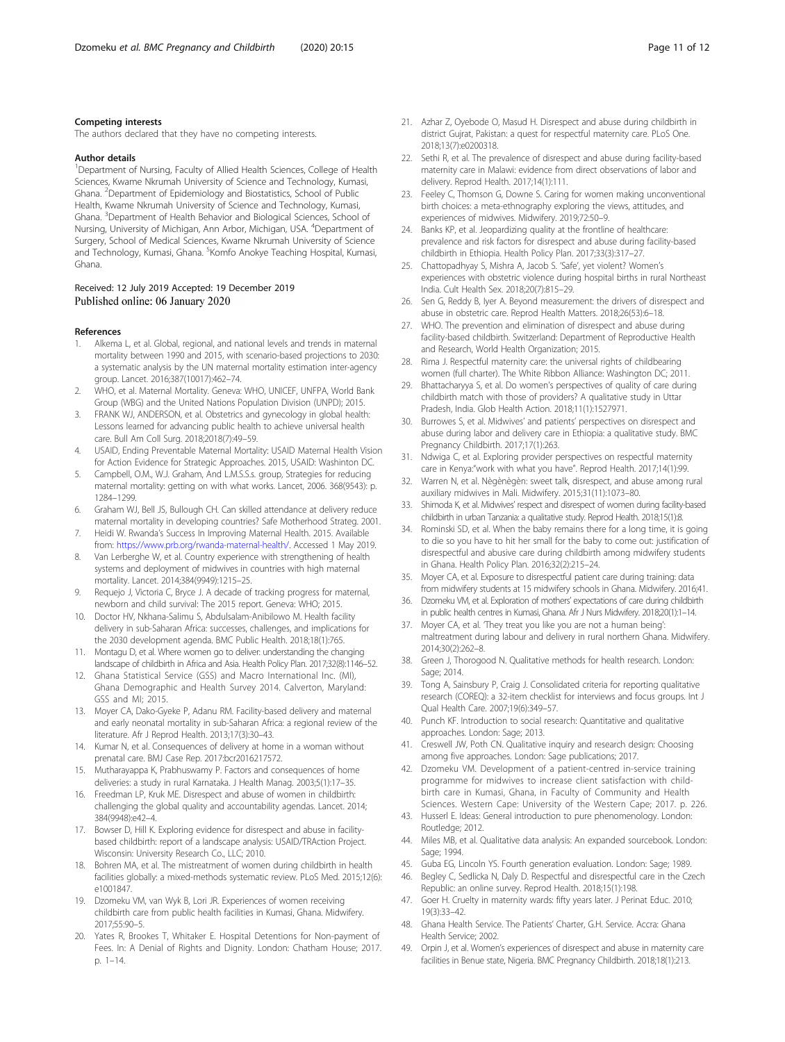#### Competing interests

The authors declared that they have no competing interests.

#### Author details

[1]Department of Nursing, Faculty of Allied Health Sciences, College of Health Sciences, Kwame Nkrumah University of Science and Technology, Kumasi, Ghana. [2]Department of Epidemiology and Biostatistics, School of Public Health, Kwame Nkrumah University of Science and Technology, Kumasi, Ghana. [3]Department of Health Behavior and Biological Sciences, School of Nursing, University of Michigan, Ann Arbor, Michigan, USA. [4]Department of Surgery, School of Medical Sciences, Kwame Nkrumah University of Science and Technology, Kumasi, Ghana. [5]Komfo Anokye Teaching Hospital, Kumasi, Ghana.

Received: 12 July 2019 Accepted: 19 December 2019
Published online: 06 January 2020

#### References

1. Alkema L, et al. Global, regional, and national levels and trends in maternal mortality between 1990 and 2015, with scenario-based projections to 2030: a systematic analysis by the UN maternal mortality estimation inter-agency group. Lancet. 2016;387(10017):462–74.
2. WHO, et al. Maternal Mortality. Geneva: WHO, UNICEF, UNFPA, World Bank Group (WBG) and the United Nations Population Division (UNPD); 2015.
3. FRANK WJ, ANDERSON, et al. Obstetrics and gynecology in global health: Lessons learned for advancing public health to achieve universal health care. Bull Am Coll Surg. 2018;2018(7):49–59.
4. USAID, Ending Preventable Maternal Mortality: USAID Maternal Health Vision for Action Evidence for Strategic Approaches. 2015, USAID: Washinton DC.
5. Campbell, O.M., W.J. Graham, And L.M.S.S.s. group, Strategies for reducing maternal mortality: getting on with what works. Lancet, 2006. 368(9543): p. 1284–1299.
6. Graham WJ, Bell JS, Bullough CH. Can skilled attendance at delivery reduce maternal mortality in developing countries? Safe Motherhood Strateg. 2001.
7. Heidi W. Rwanda's Success In Improving Maternal Health. 2015. Available from: https://www.prb.org/rwanda-maternal-health/. Accessed 1 May 2019.
8. Van Lerberghe W, et al. Country experience with strengthening of health systems and deployment of midwives in countries with high maternal mortality. Lancet. 2014;384(9949):1215–25.
9. Requejo J, Victoria C, Bryce J. A decade of tracking progress for maternal, newborn and child survival: The 2015 report. Geneva: WHO; 2015.
10. Doctor HV, Nkhana-Salimu S, Abdulsalam-Anibilowo M. Health facility delivery in sub-Saharan Africa: successes, challenges, and implications for the 2030 development agenda. BMC Public Health. 2018;18(1):765.
11. Montagu D, et al. Where women go to deliver: understanding the changing landscape of childbirth in Africa and Asia. Health Policy Plan. 2017;32(8):1146–52.
12. Ghana Statistical Service (GSS) and Macro International Inc. (MI), Ghana Demographic and Health Survey 2014. Calverton, Maryland: GSS and MI; 2015.
13. Moyer CA, Dako-Gyeke P, Adanu RM. Facility-based delivery and maternal and early neonatal mortality in sub-Saharan Africa: a regional review of the literature. Afr J Reprod Health. 2013;17(3):30–43.
14. Kumar N, et al. Consequences of delivery at home in a woman without prenatal care. BMJ Case Rep. 2017:bcr2016217572.
15. Mutharayappa K, Prabhuswamy P. Factors and consequences of home deliveries: a study in rural Karnataka. J Health Manag. 2003;5(1):17–35.
16. Freedman LP, Kruk ME. Disrespect and abuse of women in childbirth: challenging the global quality and accountability agendas. Lancet. 2014; 384(9948):e42–4.
17. Bowser D, Hill K. Exploring evidence for disrespect and abuse in facility-based childbirth: report of a landscape analysis: USAID/TRAction Project. Wisconsin: University Research Co., LLC; 2010.
18. Bohren MA, et al. The mistreatment of women during childbirth in health facilities globally: a mixed-methods systematic review. PLoS Med. 2015;12(6): e1001847.
19. Dzomeku VM, van Wyk B, Lori JR. Experiences of women receiving childbirth care from public health facilities in Kumasi, Ghana. Midwifery. 2017;55:90–5.
20. Yates R, Brookes T, Whitaker E. Hospital Detentions for Non-payment of Fees. In: A Denial of Rights and Dignity. London: Chatham House; 2017. p. 1–14.
21. Azhar Z, Oyebode O, Masud H. Disrespect and abuse during childbirth in district Gujrat, Pakistan: a quest for respectful maternity care. PLoS One. 2018;13(7):e0200318.
22. Sethi R, et al. The prevalence of disrespect and abuse during facility-based maternity care in Malawi: evidence from direct observations of labor and delivery. Reprod Health. 2017;14(1):111.
23. Feeley C, Thomson G, Downe S. Caring for women making unconventional birth choices: a meta-ethnography exploring the views, attitudes, and experiences of midwives. Midwifery. 2019;72:50–9.
24. Banks KP, et al. Jeopardizing quality at the frontline of healthcare: prevalence and risk factors for disrespect and abuse during facility-based childbirth in Ethiopia. Health Policy Plan. 2017;33(3):317–27.
25. Chattopadhyay S, Mishra A, Jacob S. 'Safe', yet violent? Women's experiences with obstetric violence during hospital births in rural Northeast India. Cult Health Sex. 2018;20(7):815–29.
26. Sen G, Reddy B, Iyer A. Beyond measurement: the drivers of disrespect and abuse in obstetric care. Reprod Health Matters. 2018;26(53):6–18.
27. WHO. The prevention and elimination of disrespect and abuse during facility-based childbirth. Switzerland: Department of Reproductive Health and Research, World Health Organization; 2015.
28. Rima J. Respectful maternity care: the universal rights of childbearing women (full charter). The White Ribbon Alliance: Washington DC; 2011.
29. Bhattacharyya S, et al. Do women's perspectives of quality of care during childbirth match with those of providers? A qualitative study in Uttar Pradesh, India. Glob Health Action. 2018;11(1):1527971.
30. Burrowes S, et al. Midwives' and patients' perspectives on disrespect and abuse during labor and delivery care in Ethiopia: a qualitative study. BMC Pregnancy Childbirth. 2017;17(1):263.
31. Ndwiga C, et al. Exploring provider perspectives on respectful maternity care in Kenya:"work with what you have". Reprod Health. 2017;14(1):99.
32. Warren N, et al. Nègènègèn: sweet talk, disrespect, and abuse among rural auxiliary midwives in Mali. Midwifery. 2015;31(11):1073–80.
33. Shimoda K, et al. Midwives' respect and disrespect of women during facility-based childbirth in urban Tanzania: a qualitative study. Reprod Health. 2018;15(1):8.
34. Rominski SD, et al. When the baby remains there for a long time, it is going to die so you have to hit her small for the baby to come out: justification of disrespectful and abusive care during childbirth among midwifery students in Ghana. Health Policy Plan. 2016;32(2):215–24.
35. Moyer CA, et al. Exposure to disrespectful patient care during training: data from midwifery students at 15 midwifery schools in Ghana. Midwifery. 2016;41.
36. Dzomeku VM, et al. Exploration of mothers' expectations of care during childbirth in public health centres in Kumasi, Ghana. Afr J Nurs Midwifery. 2018;20(1):1–14.
37. Moyer CA, et al. 'They treat you like you are not a human being': maltreatment during labour and delivery in rural northern Ghana. Midwifery. 2014;30(2):262–8.
38. Green J, Thorogood N. Qualitative methods for health research. London: Sage; 2014.
39. Tong A, Sainsbury P, Craig J. Consolidated criteria for reporting qualitative research (COREQ): a 32-item checklist for interviews and focus groups. Int J Qual Health Care. 2007;19(6):349–57.
40. Punch KF. Introduction to social research: Quantitative and qualitative approaches. London: Sage; 2013.
41. Creswell JW, Poth CN. Qualitative inquiry and research design: Choosing among five approaches. London: Sage publications; 2017.
42. Dzomeku VM. Development of a patient-centred in-service training programme for midwives to increase client satisfaction with child-birth care in Kumasi, Ghana, in Faculty of Community and Health Sciences. Western Cape: University of the Western Cape; 2017. p. 226.
43. Husserl E. Ideas: General introduction to pure phenomenology. London: Routledge; 2012.
44. Miles MB, et al. Qualitative data analysis: An expanded sourcebook. London: Sage; 1994.
45. Guba EG, Lincoln YS. Fourth generation evaluation. London: Sage; 1989.
46. Begley C, Sedlicka N, Daly D. Respectful and disrespectful care in the Czech Republic: an online survey. Reprod Health. 2018;15(1):198.
47. Goer H. Cruelty in maternity wards: fifty years later. J Perinat Educ. 2010; 19(3):33–42.
48. Ghana Health Service. The Patients' Charter, G.H. Service. Accra: Ghana Health Service; 2002.
49. Orpin J, et al. Women's experiences of disrespect and abuse in maternity care facilities in Benue state, Nigeria. BMC Pregnancy Childbirth. 2018;18(1):213.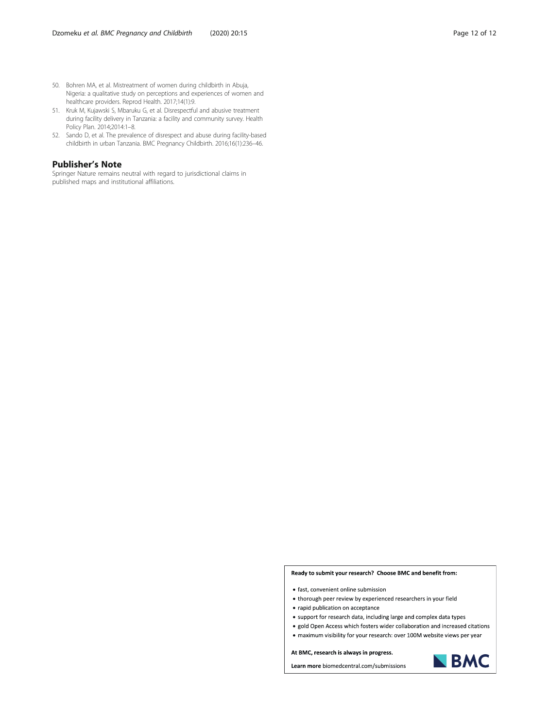50. Bohren MA, et al. Mistreatment of women during childbirth in Abuja, Nigeria: a qualitative study on perceptions and experiences of women and healthcare providers. Reprod Health. 2017;14(1):9.
51. Kruk M, Kujawski S, Mbaruku G, et al. Disrespectful and abusive treatment during facility delivery in Tanzania: a facility and community survey. Health Policy Plan. 2014;2014:1–8.
52. Sando D, et al. The prevalence of disrespect and abuse during facility-based childbirth in urban Tanzania. BMC Pregnancy Childbirth. 2016;16(1):236–46.

## Publisher's Note

Springer Nature remains neutral with regard to jurisdictional claims in published maps and institutional affiliations.

**Ready to submit your research? Choose BMC and benefit from:**

- fast, convenient online submission
- thorough peer review by experienced researchers in your field
- rapid publication on acceptance
- support for research data, including large and complex data types
- gold Open Access which fosters wider collaboration and increased citations
- maximum visibility for your research: over 100M website views per year

**At BMC, research is always in progress.**

**Learn more** biomedcentral.com/submissions

BMC